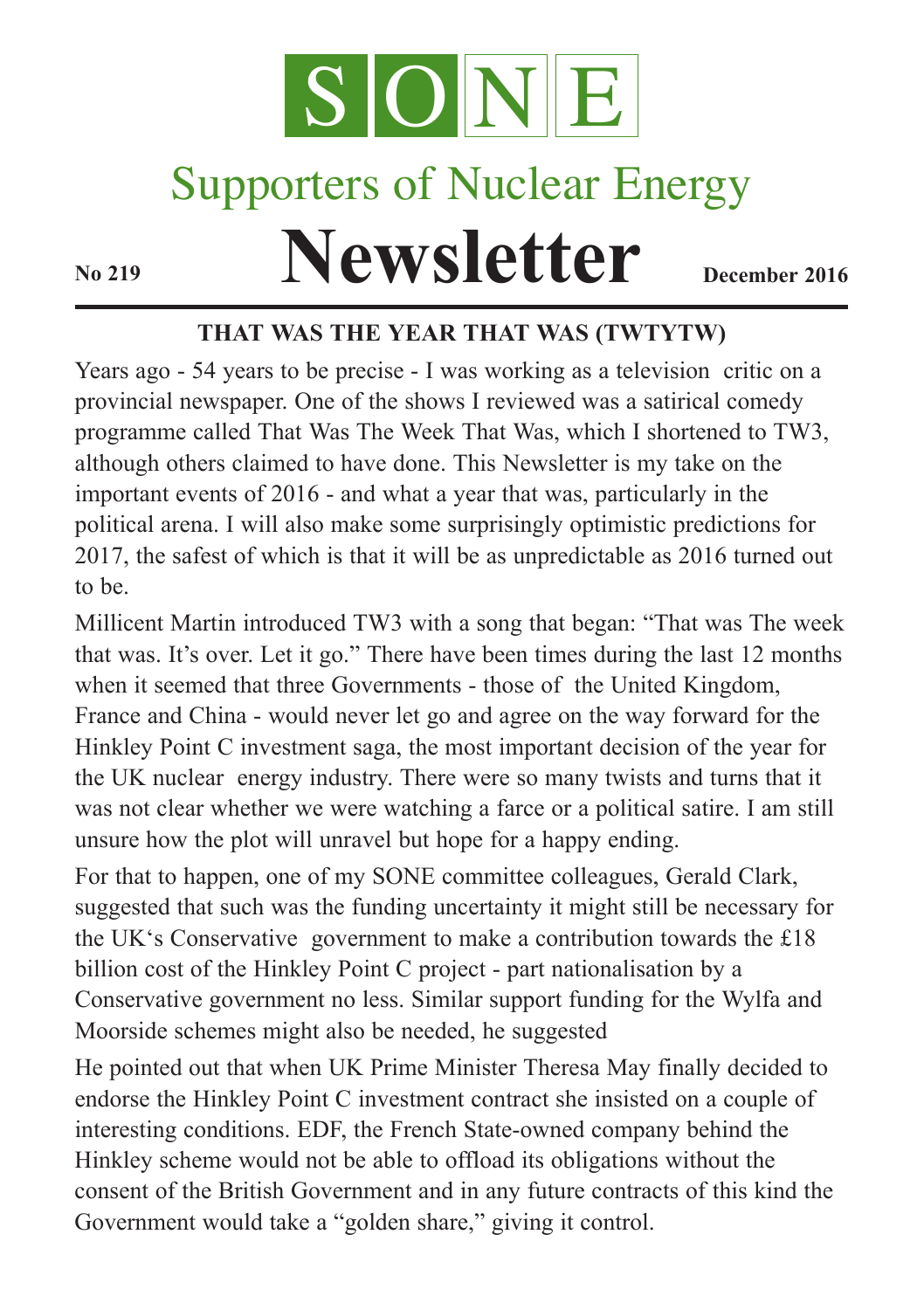# SONE

## Supporters of Nuclear Energy

# Newsletter

**No 219** **December 2016**

---

### THAT WAS THE YEAR THAT WAS (TWTYTW)

Years ago - 54 years to be precise - I was working as a television critic on a provincial newspaper. One of the shows I reviewed was a satirical comedy programme called That Was The Week That Was, which I shortened to TW3, although others claimed to have done. This Newsletter is my take on the important events of 2016 - and what a year that was, particularly in the political arena. I will also make some surprisingly optimistic predictions for 2017, the safest of which is that it will be as unpredictable as 2016 turned out to be.

Millicent Martin introduced TW3 with a song that began: "That was The week that was. It's over. Let it go." There have been times during the last 12 months when it seemed that three Governments - those of the United Kingdom, France and China - would never let go and agree on the way forward for the Hinkley Point C investment saga, the most important decision of the year for the UK nuclear energy industry. There were so many twists and turns that it was not clear whether we were watching a farce or a political satire. I am still unsure how the plot will unravel but hope for a happy ending.

For that to happen, one of my SONE committee colleagues, Gerald Clark, suggested that such was the funding uncertainty it might still be necessary for the UK's Conservative government to make a contribution towards the £18 billion cost of the Hinkley Point C project - part nationalisation by a Conservative government no less. Similar support funding for the Wylfa and Moorside schemes might also be needed, he suggested

He pointed out that when UK Prime Minister Theresa May finally decided to endorse the Hinkley Point C investment contract she insisted on a couple of interesting conditions. EDF, the French State-owned company behind the Hinkley scheme would not be able to offload its obligations without the consent of the British Government and in any future contracts of this kind the Government would take a "golden share," giving it control.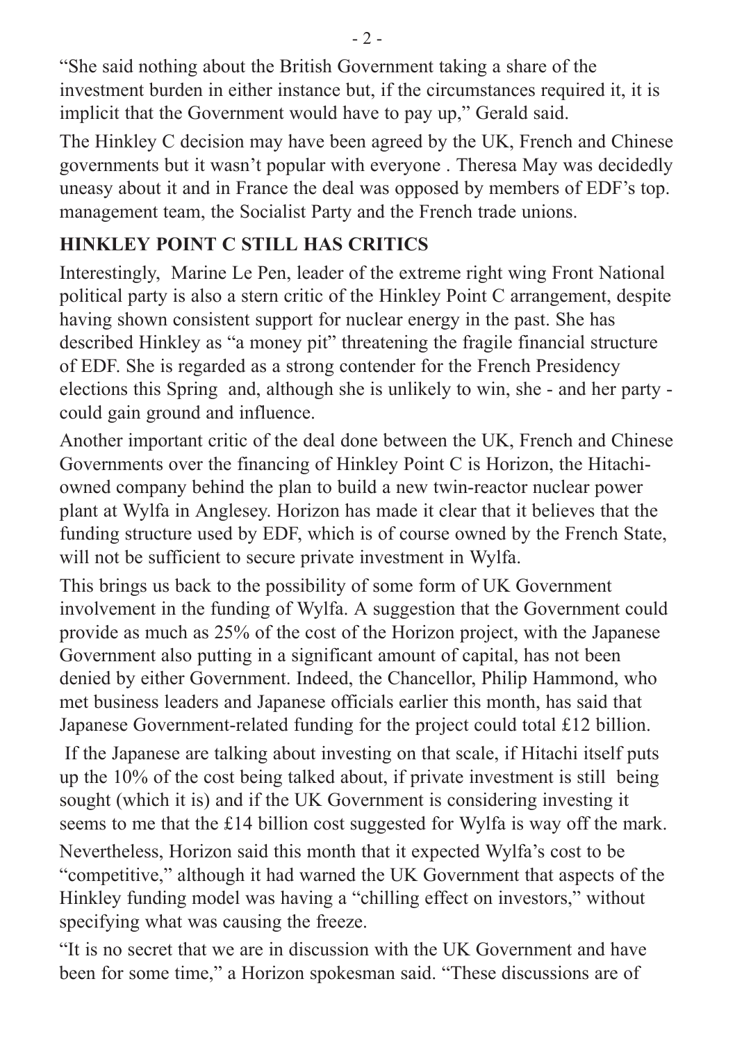"She said nothing about the British Government taking a share of the investment burden in either instance but, if the circumstances required it, it is implicit that the Government would have to pay up," Gerald said.

The Hinkley C decision may have been agreed by the UK, French and Chinese governments but it wasn't popular with everyone . Theresa May was decidedly uneasy about it and in France the deal was opposed by members of EDF's top. management team, the Socialist Party and the French trade unions.

## HINKLEY POINT C STILL HAS CRITICS

Interestingly, Marine Le Pen, leader of the extreme right wing Front National political party is also a stern critic of the Hinkley Point C arrangement, despite having shown consistent support for nuclear energy in the past. She has described Hinkley as "a money pit" threatening the fragile financial structure of EDF. She is regarded as a strong contender for the French Presidency elections this Spring and, although she is unlikely to win, she - and her party - could gain ground and influence.

Another important critic of the deal done between the UK, French and Chinese Governments over the financing of Hinkley Point C is Horizon, the Hitachi-owned company behind the plan to build a new twin-reactor nuclear power plant at Wylfa in Anglesey. Horizon has made it clear that it believes that the funding structure used by EDF, which is of course owned by the French State, will not be sufficient to secure private investment in Wylfa.

This brings us back to the possibility of some form of UK Government involvement in the funding of Wylfa. A suggestion that the Government could provide as much as 25% of the cost of the Horizon project, with the Japanese Government also putting in a significant amount of capital, has not been denied by either Government. Indeed, the Chancellor, Philip Hammond, who met business leaders and Japanese officials earlier this month, has said that Japanese Government-related funding for the project could total £12 billion.

If the Japanese are talking about investing on that scale, if Hitachi itself puts up the 10% of the cost being talked about, if private investment is still being sought (which it is) and if the UK Government is considering investing it seems to me that the £14 billion cost suggested for Wylfa is way off the mark.

Nevertheless, Horizon said this month that it expected Wylfa's cost to be "competitive," although it had warned the UK Government that aspects of the Hinkley funding model was having a "chilling effect on investors," without specifying what was causing the freeze.

"It is no secret that we are in discussion with the UK Government and have been for some time," a Horizon spokesman said. "These discussions are of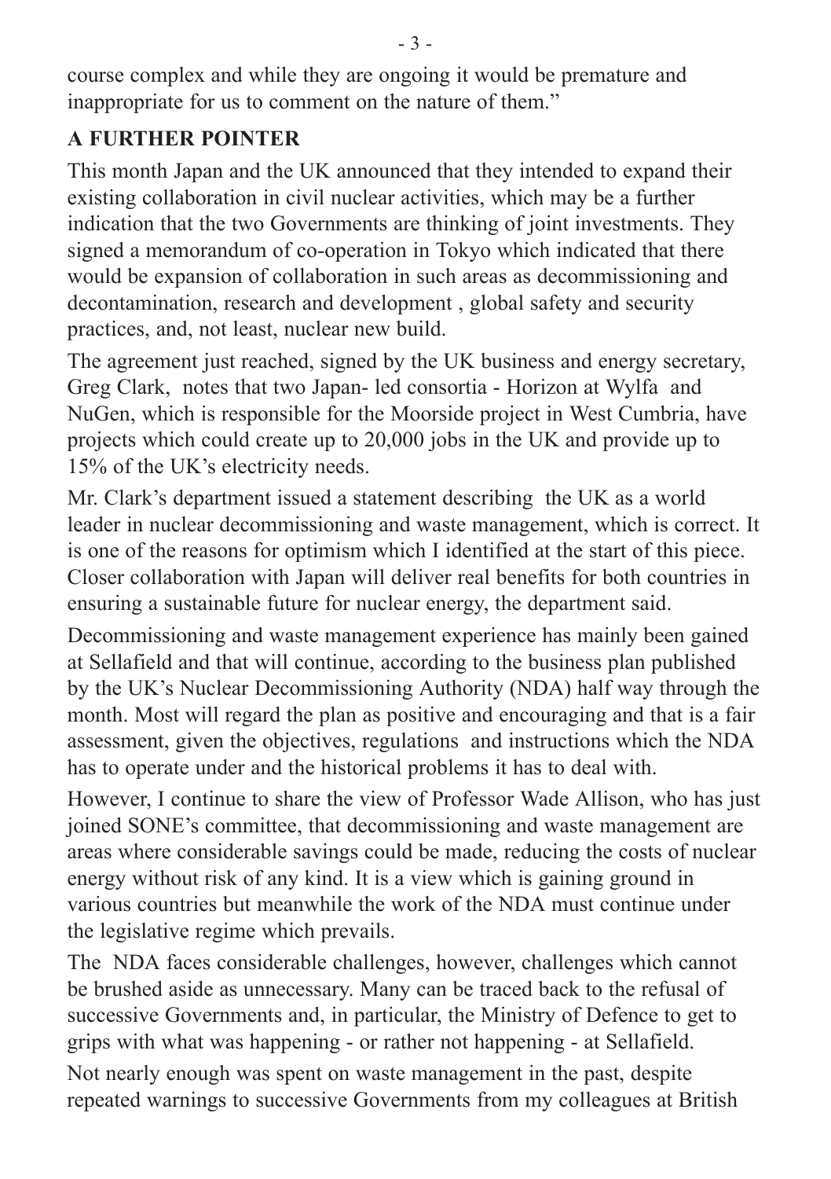course complex and while they are ongoing it would be premature and inappropriate for us to comment on the nature of them."

## A FURTHER POINTER

This month Japan and the UK announced that they intended to expand their existing collaboration in civil nuclear activities, which may be a further indication that the two Governments are thinking of joint investments. They signed a memorandum of co-operation in Tokyo which indicated that there would be expansion of collaboration in such areas as decommissioning and decontamination, research and development , global safety and security practices, and, not least, nuclear new build.

The agreement just reached, signed by the UK business and energy secretary, Greg Clark, notes that two Japan- led consortia - Horizon at Wylfa and NuGen, which is responsible for the Moorside project in West Cumbria, have projects which could create up to 20,000 jobs in the UK and provide up to 15% of the UK's electricity needs.

Mr. Clark's department issued a statement describing the UK as a world leader in nuclear decommissioning and waste management, which is correct. It is one of the reasons for optimism which I identified at the start of this piece. Closer collaboration with Japan will deliver real benefits for both countries in ensuring a sustainable future for nuclear energy, the department said.

Decommissioning and waste management experience has mainly been gained at Sellafield and that will continue, according to the business plan published by the UK's Nuclear Decommissioning Authority (NDA) half way through the month. Most will regard the plan as positive and encouraging and that is a fair assessment, given the objectives, regulations and instructions which the NDA has to operate under and the historical problems it has to deal with.

However, I continue to share the view of Professor Wade Allison, who has just joined SONE's committee, that decommissioning and waste management are areas where considerable savings could be made, reducing the costs of nuclear energy without risk of any kind. It is a view which is gaining ground in various countries but meanwhile the work of the NDA must continue under the legislative regime which prevails.

The NDA faces considerable challenges, however, challenges which cannot be brushed aside as unnecessary. Many can be traced back to the refusal of successive Governments and, in particular, the Ministry of Defence to get to grips with what was happening - or rather not happening - at Sellafield.

Not nearly enough was spent on waste management in the past, despite repeated warnings to successive Governments from my colleagues at British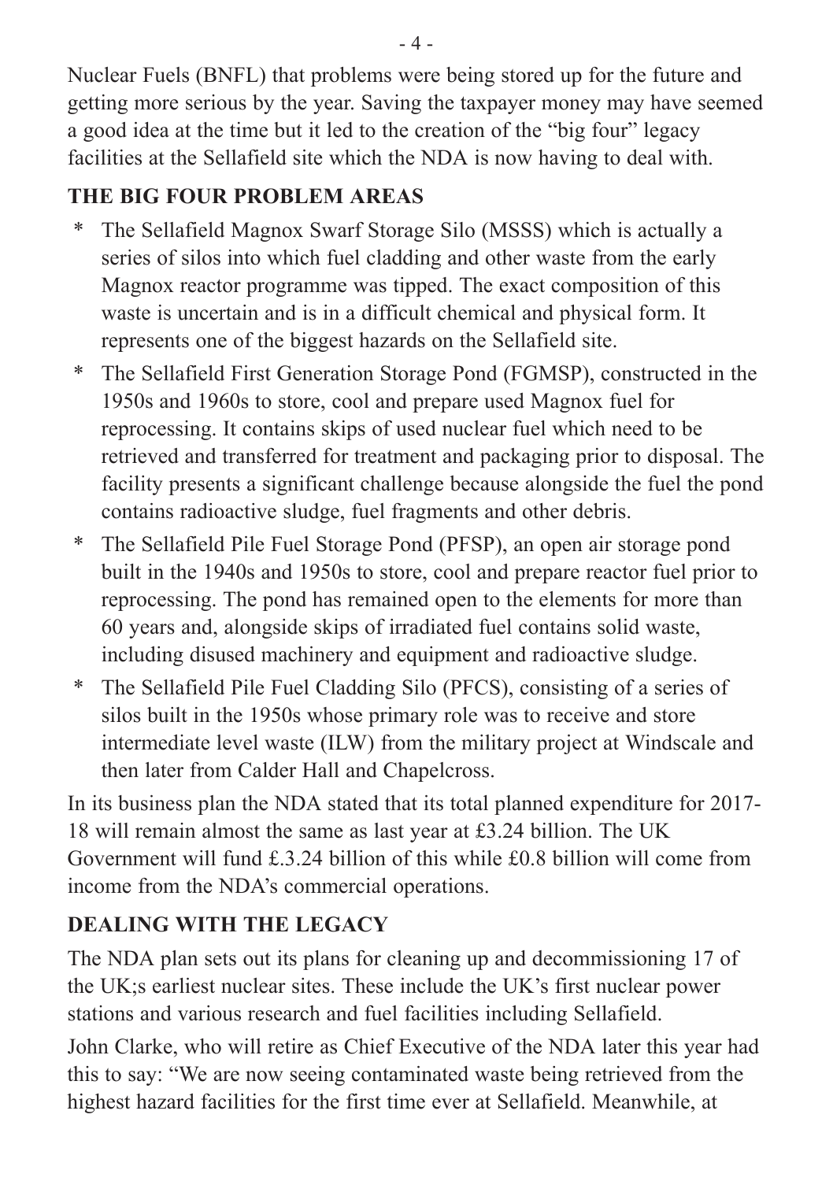Nuclear Fuels (BNFL) that problems were being stored up for the future and getting more serious by the year. Saving the taxpayer money may have seemed a good idea at the time but it led to the creation of the "big four" legacy facilities at the Sellafield site which the NDA is now having to deal with.

## THE BIG FOUR PROBLEM AREAS

* The Sellafield Magnox Swarf Storage Silo (MSSS) which is actually a series of silos into which fuel cladding and other waste from the early Magnox reactor programme was tipped. The exact composition of this waste is uncertain and is in a difficult chemical and physical form. It represents one of the biggest hazards on the Sellafield site.
* The Sellafield First Generation Storage Pond (FGMSP), constructed in the 1950s and 1960s to store, cool and prepare used Magnox fuel for reprocessing. It contains skips of used nuclear fuel which need to be retrieved and transferred for treatment and packaging prior to disposal. The facility presents a significant challenge because alongside the fuel the pond contains radioactive sludge, fuel fragments and other debris.
* The Sellafield Pile Fuel Storage Pond (PFSP), an open air storage pond built in the 1940s and 1950s to store, cool and prepare reactor fuel prior to reprocessing. The pond has remained open to the elements for more than 60 years and, alongside skips of irradiated fuel contains solid waste, including disused machinery and equipment and radioactive sludge.
* The Sellafield Pile Fuel Cladding Silo (PFCS), consisting of a series of silos built in the 1950s whose primary role was to receive and store intermediate level waste (ILW) from the military project at Windscale and then later from Calder Hall and Chapelcross.

In its business plan the NDA stated that its total planned expenditure for 2017-18 will remain almost the same as last year at £3.24 billion. The UK Government will fund £.3.24 billion of this while £0.8 billion will come from income from the NDA's commercial operations.

## DEALING WITH THE LEGACY

The NDA plan sets out its plans for cleaning up and decommissioning 17 of the UK;s earliest nuclear sites. These include the UK's first nuclear power stations and various research and fuel facilities including Sellafield.

John Clarke, who will retire as Chief Executive of the NDA later this year had this to say: "We are now seeing contaminated waste being retrieved from the highest hazard facilities for the first time ever at Sellafield. Meanwhile, at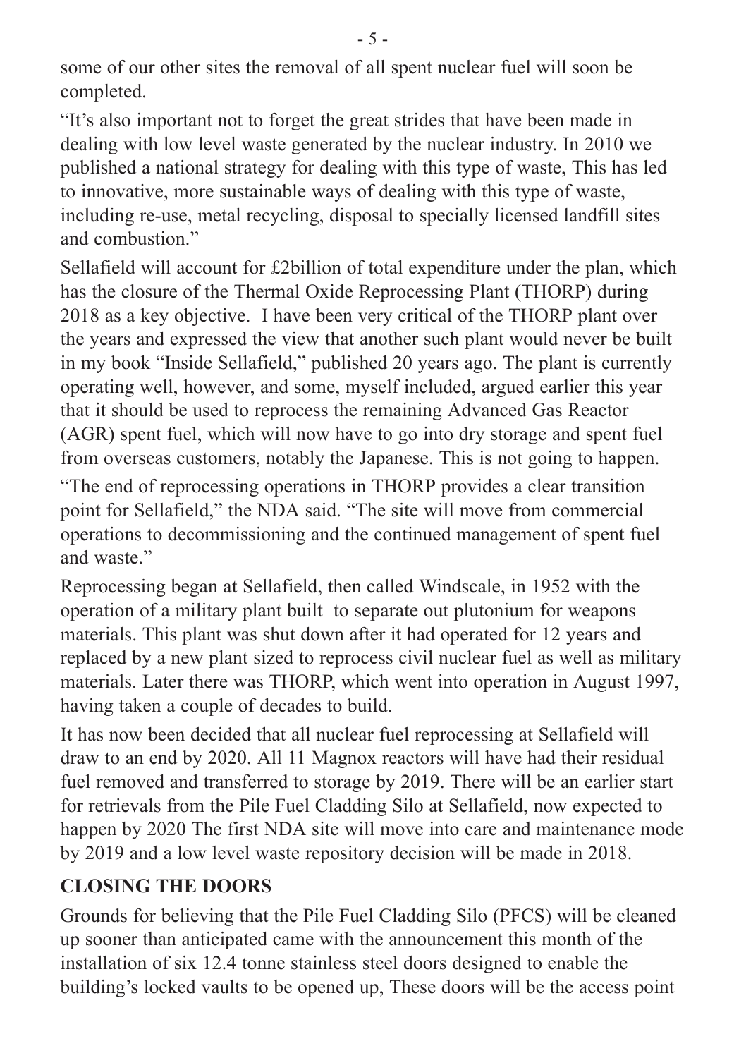some of our other sites the removal of all spent nuclear fuel will soon be completed.

"It's also important not to forget the great strides that have been made in dealing with low level waste generated by the nuclear industry. In 2010 we published a national strategy for dealing with this type of waste, This has led to innovative, more sustainable ways of dealing with this type of waste, including re-use, metal recycling, disposal to specially licensed landfill sites and combustion."

Sellafield will account for £2billion of total expenditure under the plan, which has the closure of the Thermal Oxide Reprocessing Plant (THORP) during 2018 as a key objective. I have been very critical of the THORP plant over the years and expressed the view that another such plant would never be built in my book "Inside Sellafield," published 20 years ago. The plant is currently operating well, however, and some, myself included, argued earlier this year that it should be used to reprocess the remaining Advanced Gas Reactor (AGR) spent fuel, which will now have to go into dry storage and spent fuel from overseas customers, notably the Japanese. This is not going to happen.

"The end of reprocessing operations in THORP provides a clear transition point for Sellafield," the NDA said. "The site will move from commercial operations to decommissioning and the continued management of spent fuel and waste."

Reprocessing began at Sellafield, then called Windscale, in 1952 with the operation of a military plant built to separate out plutonium for weapons materials. This plant was shut down after it had operated for 12 years and replaced by a new plant sized to reprocess civil nuclear fuel as well as military materials. Later there was THORP, which went into operation in August 1997, having taken a couple of decades to build.

It has now been decided that all nuclear fuel reprocessing at Sellafield will draw to an end by 2020. All 11 Magnox reactors will have had their residual fuel removed and transferred to storage by 2019. There will be an earlier start for retrievals from the Pile Fuel Cladding Silo at Sellafield, now expected to happen by 2020 The first NDA site will move into care and maintenance mode by 2019 and a low level waste repository decision will be made in 2018.

## CLOSING THE DOORS

Grounds for believing that the Pile Fuel Cladding Silo (PFCS) will be cleaned up sooner than anticipated came with the announcement this month of the installation of six 12.4 tonne stainless steel doors designed to enable the building's locked vaults to be opened up, These doors will be the access point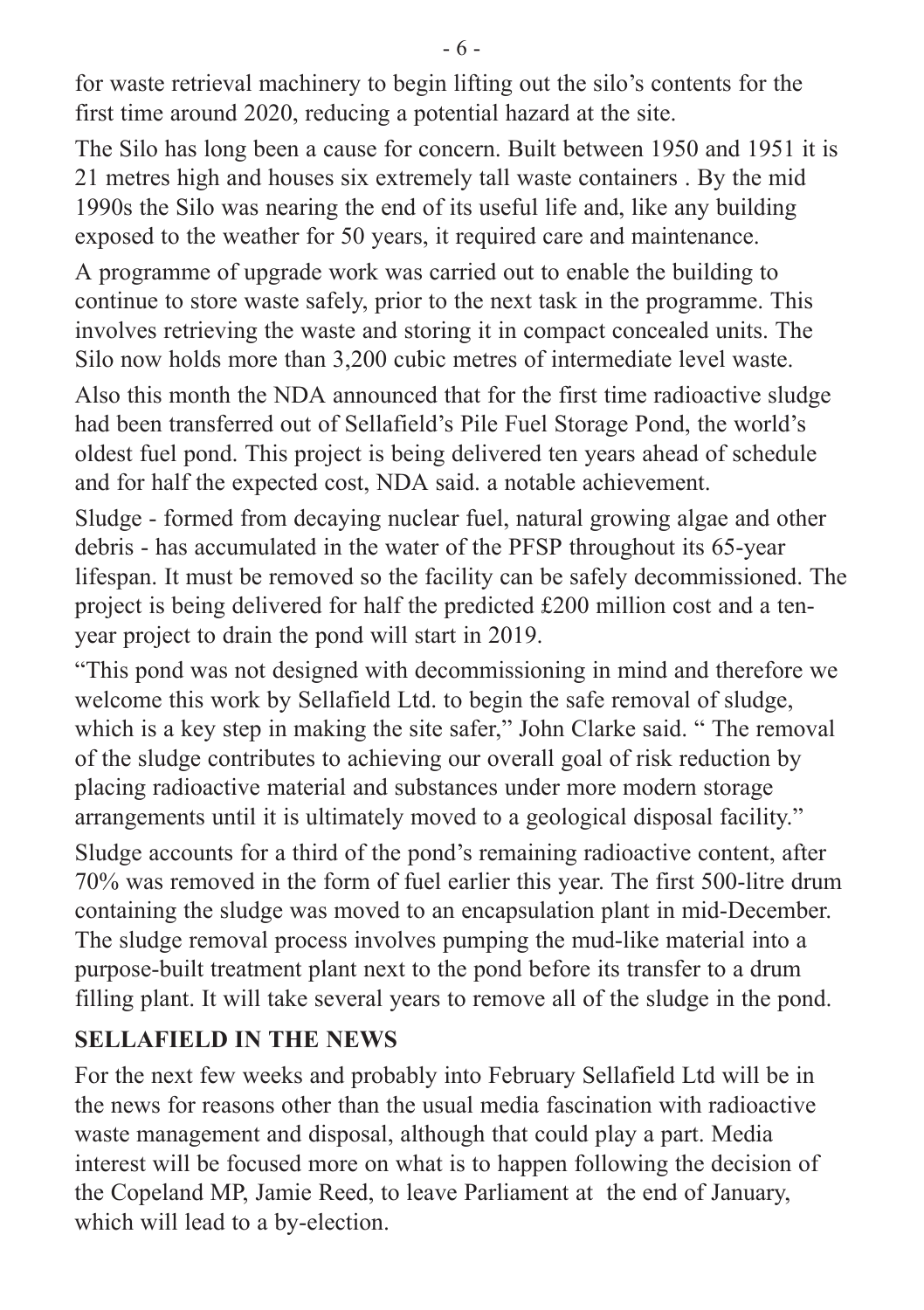for waste retrieval machinery to begin lifting out the silo's contents for the first time around 2020, reducing a potential hazard at the site.

The Silo has long been a cause for concern. Built between 1950 and 1951 it is 21 metres high and houses six extremely tall waste containers . By the mid 1990s the Silo was nearing the end of its useful life and, like any building exposed to the weather for 50 years, it required care and maintenance.

A programme of upgrade work was carried out to enable the building to continue to store waste safely, prior to the next task in the programme. This involves retrieving the waste and storing it in compact concealed units. The Silo now holds more than 3,200 cubic metres of intermediate level waste.

Also this month the NDA announced that for the first time radioactive sludge had been transferred out of Sellafield's Pile Fuel Storage Pond, the world's oldest fuel pond. This project is being delivered ten years ahead of schedule and for half the expected cost, NDA said. a notable achievement.

Sludge - formed from decaying nuclear fuel, natural growing algae and other debris - has accumulated in the water of the PFSP throughout its 65-year lifespan. It must be removed so the facility can be safely decommissioned. The project is being delivered for half the predicted £200 million cost and a ten-year project to drain the pond will start in 2019.

"This pond was not designed with decommissioning in mind and therefore we welcome this work by Sellafield Ltd. to begin the safe removal of sludge, which is a key step in making the site safer," John Clarke said. " The removal of the sludge contributes to achieving our overall goal of risk reduction by placing radioactive material and substances under more modern storage arrangements until it is ultimately moved to a geological disposal facility."

Sludge accounts for a third of the pond's remaining radioactive content, after 70% was removed in the form of fuel earlier this year. The first 500-litre drum containing the sludge was moved to an encapsulation plant in mid-December. The sludge removal process involves pumping the mud-like material into a purpose-built treatment plant next to the pond before its transfer to a drum filling plant. It will take several years to remove all of the sludge in the pond.

## SELLAFIELD IN THE NEWS

For the next few weeks and probably into February Sellafield Ltd will be in the news for reasons other than the usual media fascination with radioactive waste management and disposal, although that could play a part. Media interest will be focused more on what is to happen following the decision of the Copeland MP, Jamie Reed, to leave Parliament at the end of January, which will lead to a by-election.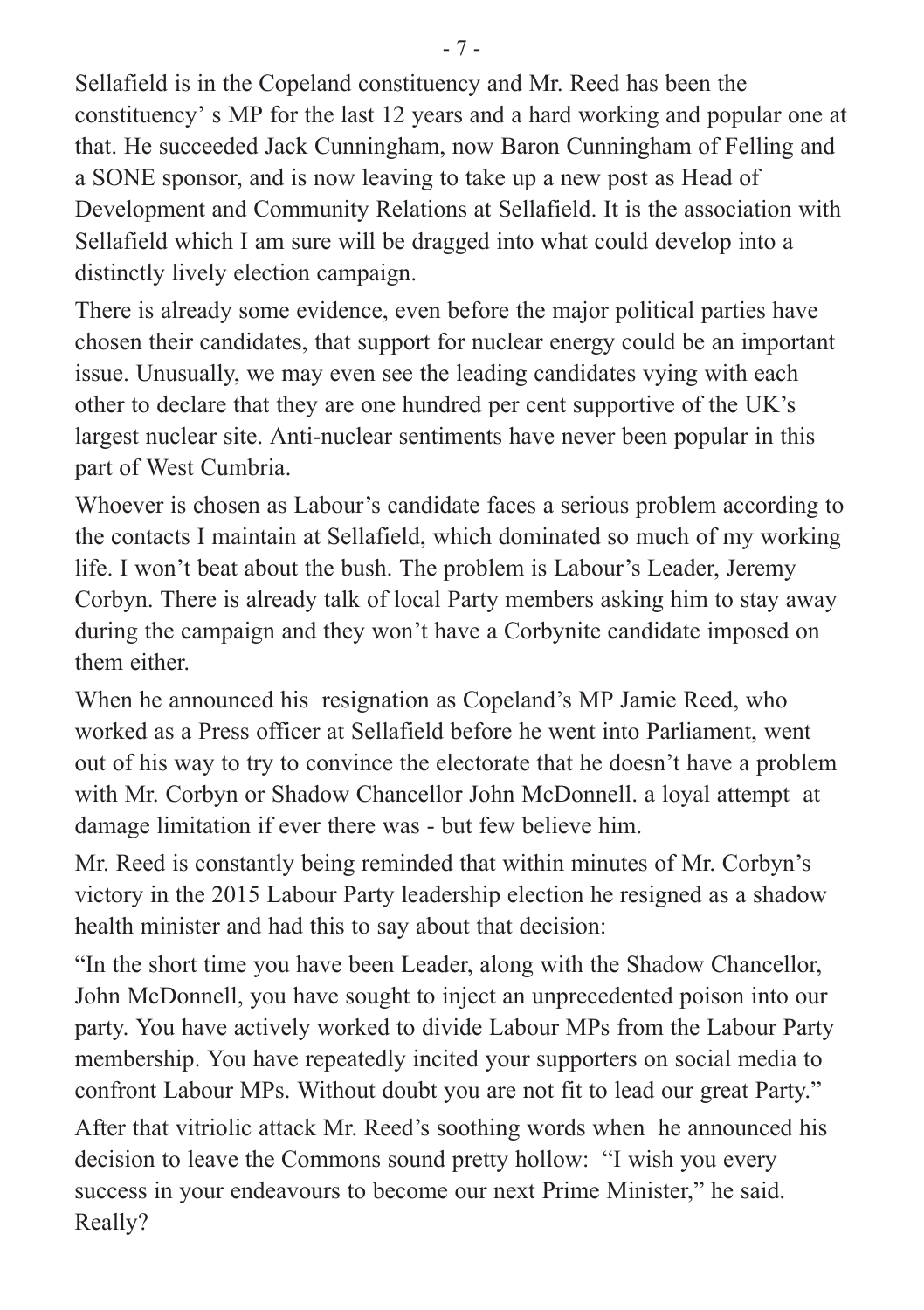Sellafield is in the Copeland constituency and Mr. Reed has been the constituency' s MP for the last 12 years and a hard working and popular one at that. He succeeded Jack Cunningham, now Baron Cunningham of Felling and a SONE sponsor, and is now leaving to take up a new post as Head of Development and Community Relations at Sellafield. It is the association with Sellafield which I am sure will be dragged into what could develop into a distinctly lively election campaign.

There is already some evidence, even before the major political parties have chosen their candidates, that support for nuclear energy could be an important issue. Unusually, we may even see the leading candidates vying with each other to declare that they are one hundred per cent supportive of the UK's largest nuclear site. Anti-nuclear sentiments have never been popular in this part of West Cumbria.

Whoever is chosen as Labour's candidate faces a serious problem according to the contacts I maintain at Sellafield, which dominated so much of my working life. I won't beat about the bush. The problem is Labour's Leader, Jeremy Corbyn. There is already talk of local Party members asking him to stay away during the campaign and they won't have a Corbynite candidate imposed on them either.

When he announced his resignation as Copeland's MP Jamie Reed, who worked as a Press officer at Sellafield before he went into Parliament, went out of his way to try to convince the electorate that he doesn't have a problem with Mr. Corbyn or Shadow Chancellor John McDonnell. a loyal attempt at damage limitation if ever there was - but few believe him.

Mr. Reed is constantly being reminded that within minutes of Mr. Corbyn's victory in the 2015 Labour Party leadership election he resigned as a shadow health minister and had this to say about that decision:

"In the short time you have been Leader, along with the Shadow Chancellor, John McDonnell, you have sought to inject an unprecedented poison into our party. You have actively worked to divide Labour MPs from the Labour Party membership. You have repeatedly incited your supporters on social media to confront Labour MPs. Without doubt you are not fit to lead our great Party."

After that vitriolic attack Mr. Reed's soothing words when he announced his decision to leave the Commons sound pretty hollow: "I wish you every success in your endeavours to become our next Prime Minister," he said. Really?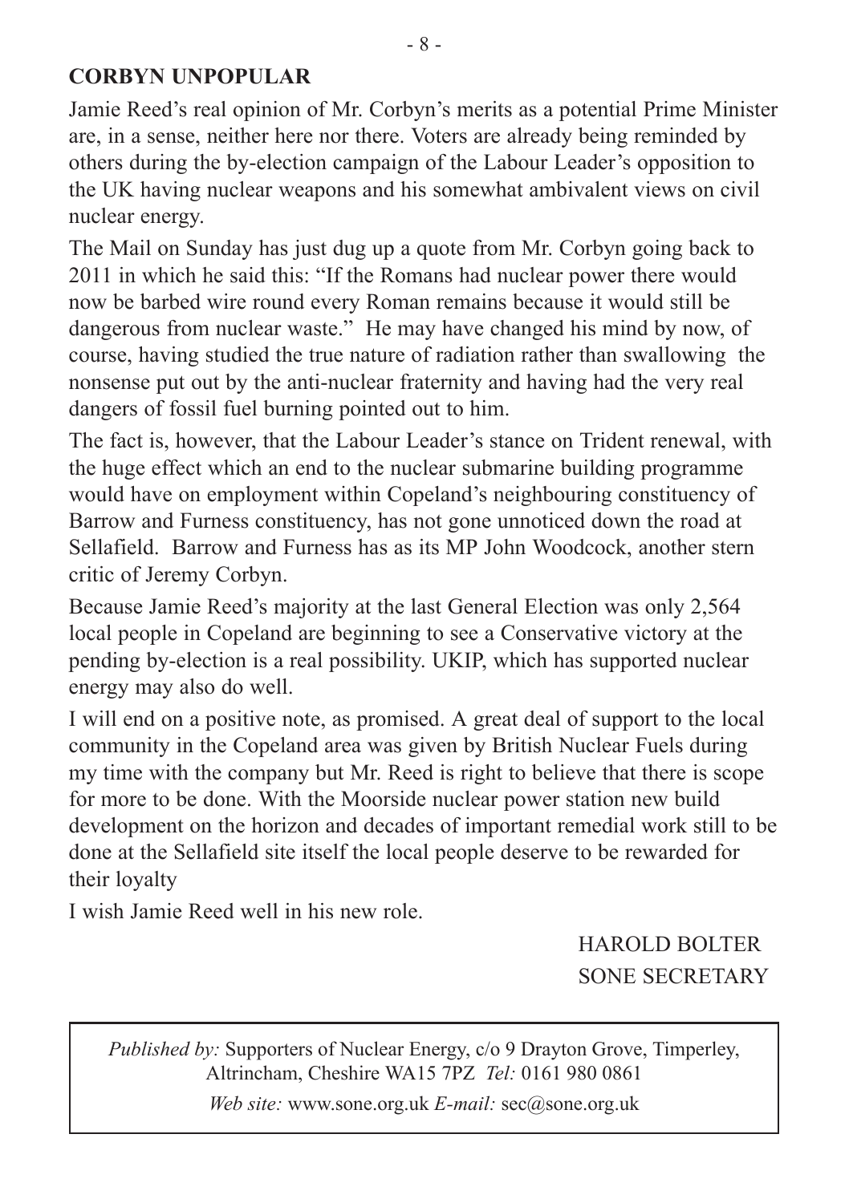## CORBYN UNPOPULAR

Jamie Reed's real opinion of Mr. Corbyn's merits as a potential Prime Minister are, in a sense, neither here nor there. Voters are already being reminded by others during the by-election campaign of the Labour Leader's opposition to the UK having nuclear weapons and his somewhat ambivalent views on civil nuclear energy.

The Mail on Sunday has just dug up a quote from Mr. Corbyn going back to 2011 in which he said this: "If the Romans had nuclear power there would now be barbed wire round every Roman remains because it would still be dangerous from nuclear waste." He may have changed his mind by now, of course, having studied the true nature of radiation rather than swallowing the nonsense put out by the anti-nuclear fraternity and having had the very real dangers of fossil fuel burning pointed out to him.

The fact is, however, that the Labour Leader's stance on Trident renewal, with the huge effect which an end to the nuclear submarine building programme would have on employment within Copeland's neighbouring constituency of Barrow and Furness constituency, has not gone unnoticed down the road at Sellafield. Barrow and Furness has as its MP John Woodcock, another stern critic of Jeremy Corbyn.

Because Jamie Reed's majority at the last General Election was only 2,564 local people in Copeland are beginning to see a Conservative victory at the pending by-election is a real possibility. UKIP, which has supported nuclear energy may also do well.

I will end on a positive note, as promised. A great deal of support to the local community in the Copeland area was given by British Nuclear Fuels during my time with the company but Mr. Reed is right to believe that there is scope for more to be done. With the Moorside nuclear power station new build development on the horizon and decades of important remedial work still to be done at the Sellafield site itself the local people deserve to be rewarded for their loyalty

I wish Jamie Reed well in his new role.

HAROLD BOLTER
SONE SECRETARY

*Published by:* Supporters of Nuclear Energy, c/o 9 Drayton Grove, Timperley, Altrincham, Cheshire WA15 7PZ *Tel:* 0161 980 0861

*Web site:* www.sone.org.uk *E-mail:* sec@sone.org.uk